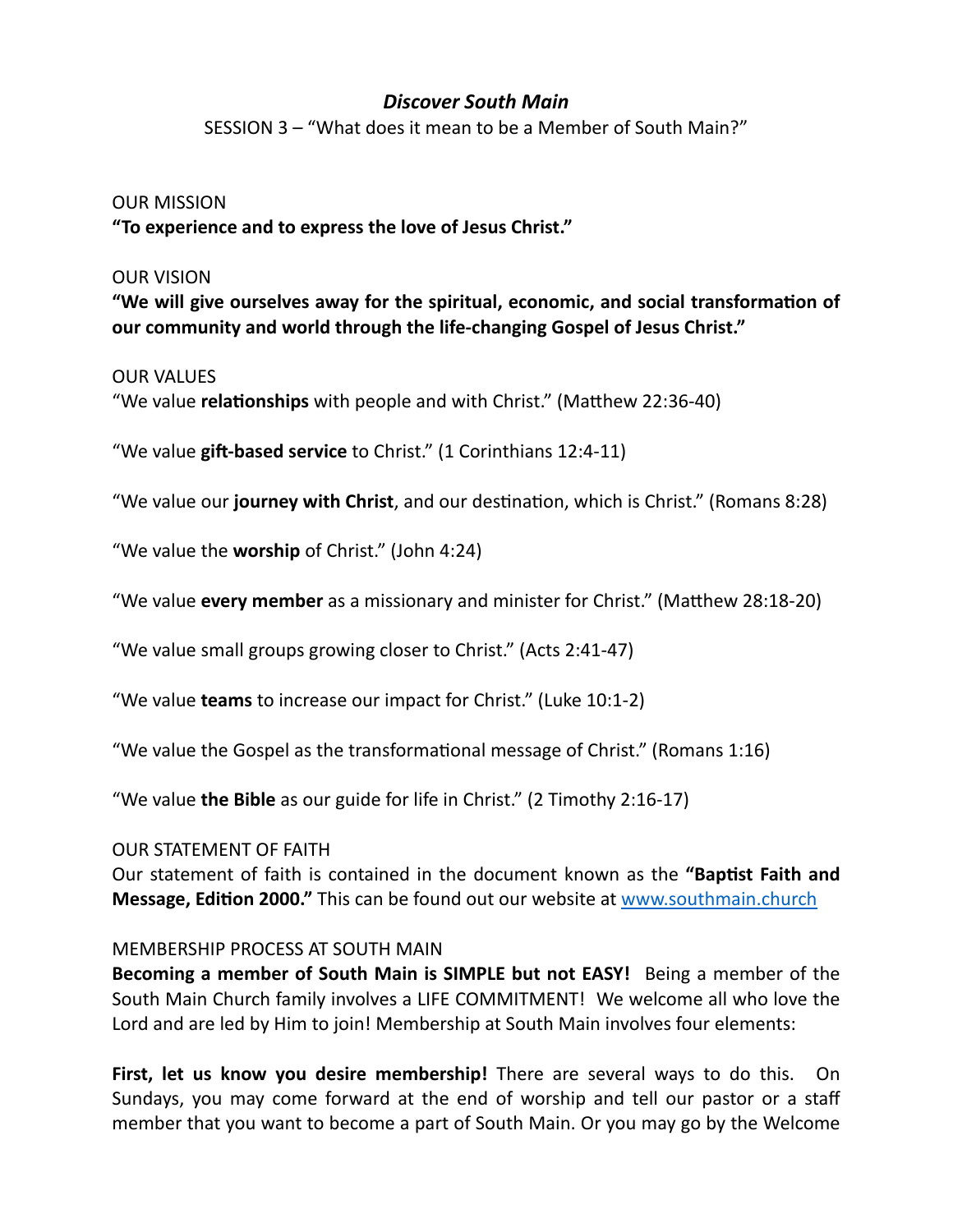# *Discover South Main*

SESSION 3 – "What does it mean to be a Member of South Main?"

OUR MISSION

**"To experience and to express the love of Jesus Christ."**

OUR VISION

**"We will give ourselves away for the spiritual, economic, and social transformation of our community and world through the life-changing Gospel of Jesus Christ."**

OUR VALUES

"We value **relationships** with people and with Christ." (Matthew 22:36-40)

"We value **gift-based service** to Christ." (1 Corinthians 12:4-11)

"We value our **journey with Christ**, and our destination, which is Christ." (Romans 8:28)

"We value the **worship** of Christ." (John 4:24)

"We value **every member** as a missionary and minister for Christ." (Matthew 28:18-20)

"We value small groups growing closer to Christ." (Acts 2:41-47)

"We value **teams** to increase our impact for Christ." (Luke 10:1-2)

"We value the Gospel as the transformational message of Christ." (Romans 1:16)

"We value **the Bible** as our guide for life in Christ." (2 Timothy 2:16-17)

OUR STATEMENT OF FAITH

Our statement of faith is contained in the document known as the **"Baptist Faith and Message, Edition 2000."** This can be found out our website at [www.southmain.church](www.southmain.church)

MEMBERSHIP PROCESS AT SOUTH MAIN

**Becoming a member of South Main is SIMPLE but not EASY!** Being a member of the South Main Church family involves a LIFE COMMITMENT! We welcome all who love the Lord and are led by Him to join! Membership at South Main involves four elements:

**First, let us know you desire membership!** There are several ways to do this. On Sundays, you may come forward at the end of worship and tell our pastor or a staff member that you want to become a part of South Main. Or you may go by the Welcome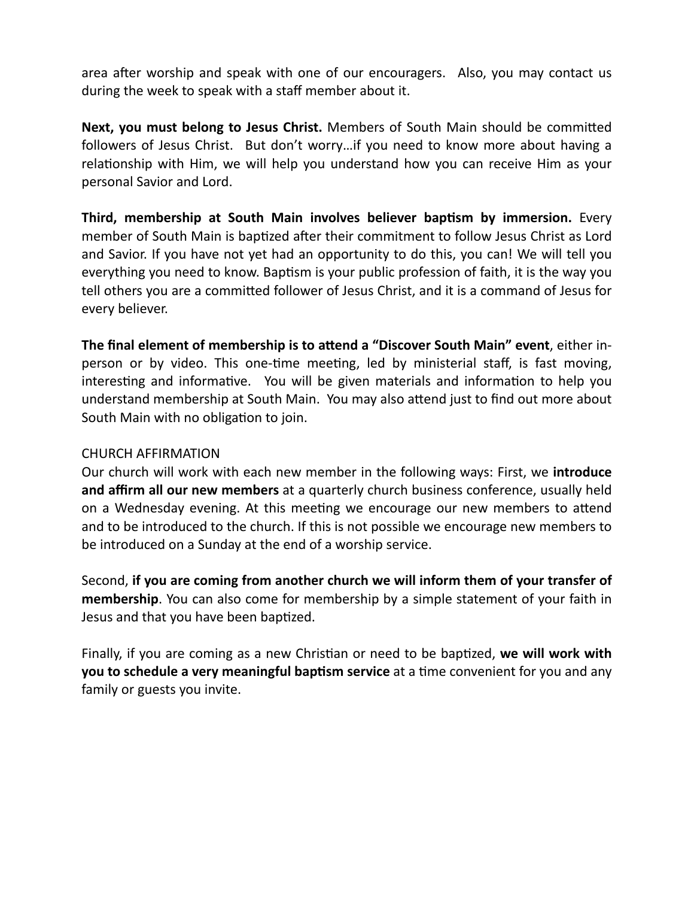area after worship and speak with one of our encouragers. Also, you may contact us during the week to speak with a staff member about it.

**Next, you must belong to Jesus Christ.** Members of South Main should be committed followers of Jesus Christ. But don't worry…if you need to know more about having a relationship with Him, we will help you understand how you can receive Him as your personal Savior and Lord.

**Third, membership at South Main involves believer baptism by immersion.** Every member of South Main is baptized after their commitment to follow Jesus Christ as Lord and Savior. If you have not yet had an opportunity to do this, you can! We will tell you everything you need to know. Baptism is your public profession of faith, it is the way you tell others you are a committed follower of Jesus Christ, and it is a command of Jesus for every believer.

**The final element of membership is to attend a "Discover South Main" event**, either in-person or by video. This one-time meeting, led by ministerial staff, is fast moving, interesting and informative. You will be given materials and information to help you understand membership at South Main. You may also attend just to find out more about South Main with no obligation to join.

CHURCH AFFIRMATION

Our church will work with each new member in the following ways: First, we **introduce and affirm all our new members** at a quarterly church business conference, usually held on a Wednesday evening. At this meeting we encourage our new members to attend and to be introduced to the church. If this is not possible we encourage new members to be introduced on a Sunday at the end of a worship service.

Second, **if you are coming from another church we will inform them of your transfer of membership**. You can also come for membership by a simple statement of your faith in Jesus and that you have been baptized.

Finally, if you are coming as a new Christian or need to be baptized, **we will work with you to schedule a very meaningful baptism service** at a time convenient for you and any family or guests you invite.